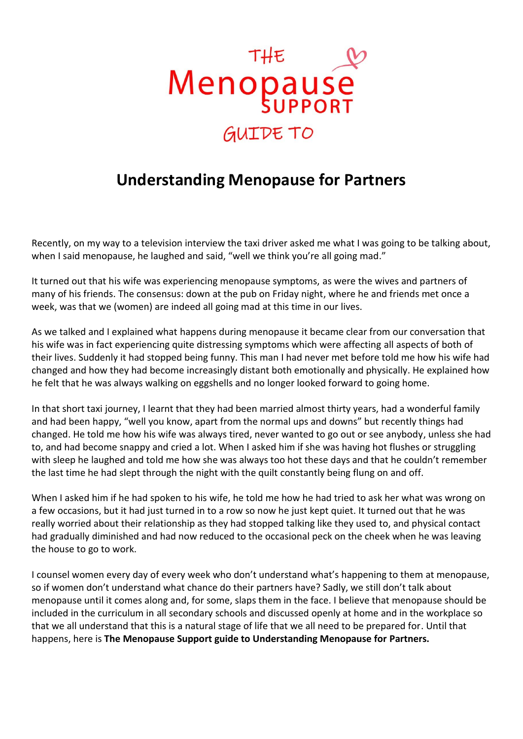THE

Menopause

SUPPORT

GUIDE TO

# Understanding Menopause for Partners

Recently, on my way to a television interview the taxi driver asked me what I was going to be talking about, when I said menopause, he laughed and said, "well we think you're all going mad."

It turned out that his wife was experiencing menopause symptoms, as were the wives and partners of many of his friends. The consensus: down at the pub on Friday night, where he and friends met once a week, was that we (women) are indeed all going mad at this time in our lives.

As we talked and I explained what happens during menopause it became clear from our conversation that his wife was in fact experiencing quite distressing symptoms which were affecting all aspects of both of their lives. Suddenly it had stopped being funny. This man I had never met before told me how his wife had changed and how they had become increasingly distant both emotionally and physically. He explained how he felt that he was always walking on eggshells and no longer looked forward to going home.

In that short taxi journey, I learnt that they had been married almost thirty years, had a wonderful family and had been happy, "well you know, apart from the normal ups and downs" but recently things had changed. He told me how his wife was always tired, never wanted to go out or see anybody, unless she had to, and had become snappy and cried a lot. When I asked him if she was having hot flushes or struggling with sleep he laughed and told me how she was always too hot these days and that he couldn't remember the last time he had slept through the night with the quilt constantly being flung on and off.

When I asked him if he had spoken to his wife, he told me how he had tried to ask her what was wrong on a few occasions, but it had just turned in to a row so now he just kept quiet. It turned out that he was really worried about their relationship as they had stopped talking like they used to, and physical contact had gradually diminished and had now reduced to the occasional peck on the cheek when he was leaving the house to go to work.

I counsel women every day of every week who don't understand what's happening to them at menopause, so if women don't understand what chance do their partners have? Sadly, we still don't talk about menopause until it comes along and, for some, slaps them in the face. I believe that menopause should be included in the curriculum in all secondary schools and discussed openly at home and in the workplace so that we all understand that this is a natural stage of life that we all need to be prepared for. Until that happens, here is **The Menopause Support guide to Understanding Menopause for Partners.**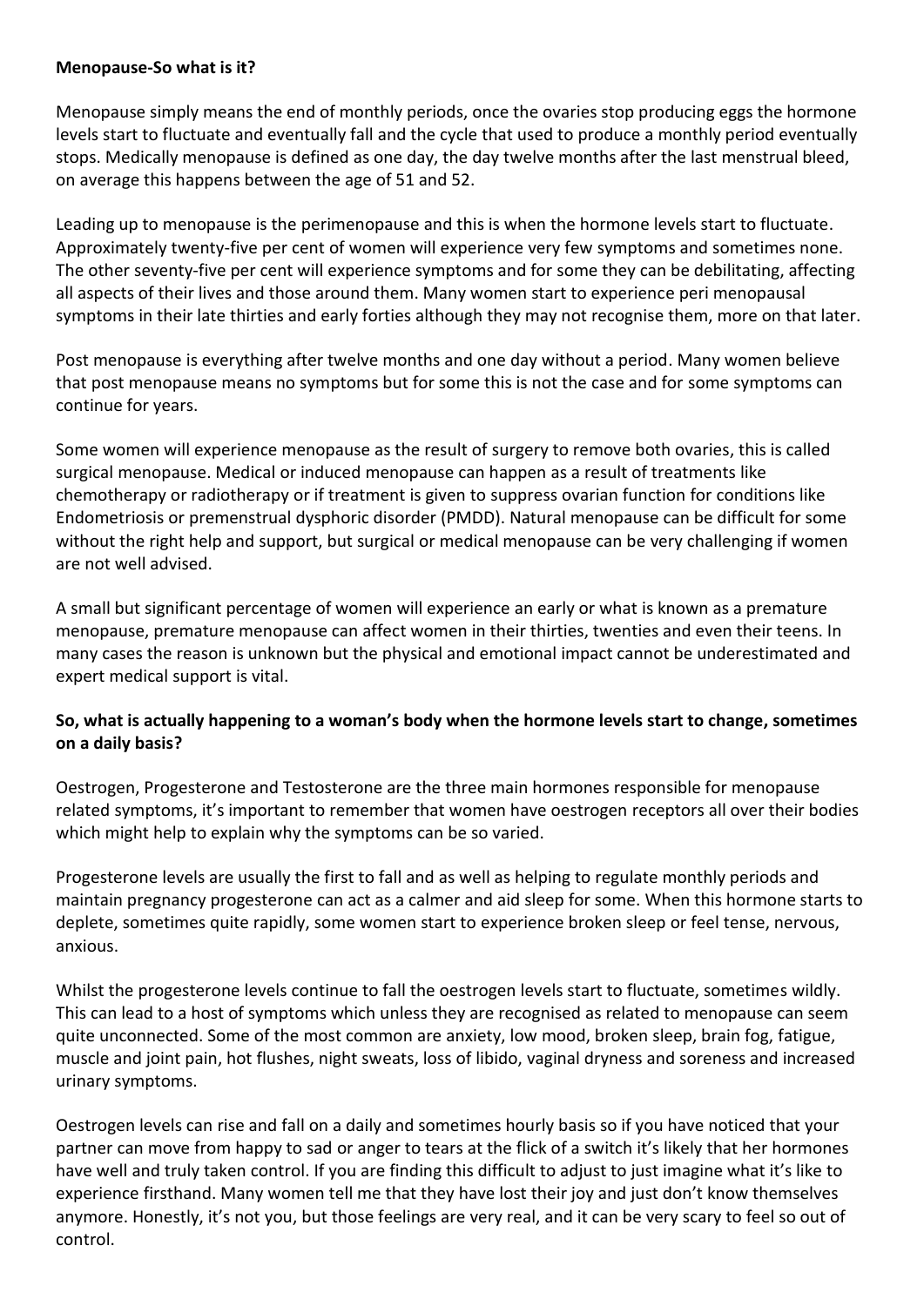**Menopause-So what is it?**

Menopause simply means the end of monthly periods, once the ovaries stop producing eggs the hormone levels start to fluctuate and eventually fall and the cycle that used to produce a monthly period eventually stops. Medically menopause is defined as one day, the day twelve months after the last menstrual bleed, on average this happens between the age of 51 and 52.

Leading up to menopause is the perimenopause and this is when the hormone levels start to fluctuate. Approximately twenty-five per cent of women will experience very few symptoms and sometimes none. The other seventy-five per cent will experience symptoms and for some they can be debilitating, affecting all aspects of their lives and those around them. Many women start to experience peri menopausal symptoms in their late thirties and early forties although they may not recognise them, more on that later.

Post menopause is everything after twelve months and one day without a period. Many women believe that post menopause means no symptoms but for some this is not the case and for some symptoms can continue for years.

Some women will experience menopause as the result of surgery to remove both ovaries, this is called surgical menopause. Medical or induced menopause can happen as a result of treatments like chemotherapy or radiotherapy or if treatment is given to suppress ovarian function for conditions like Endometriosis or premenstrual dysphoric disorder (PMDD). Natural menopause can be difficult for some without the right help and support, but surgical or medical menopause can be very challenging if women are not well advised.

A small but significant percentage of women will experience an early or what is known as a premature menopause, premature menopause can affect women in their thirties, twenties and even their teens. In many cases the reason is unknown but the physical and emotional impact cannot be underestimated and expert medical support is vital.

**So, what is actually happening to a woman's body when the hormone levels start to change, sometimes on a daily basis?**

Oestrogen, Progesterone and Testosterone are the three main hormones responsible for menopause related symptoms, it's important to remember that women have oestrogen receptors all over their bodies which might help to explain why the symptoms can be so varied.

Progesterone levels are usually the first to fall and as well as helping to regulate monthly periods and maintain pregnancy progesterone can act as a calmer and aid sleep for some. When this hormone starts to deplete, sometimes quite rapidly, some women start to experience broken sleep or feel tense, nervous, anxious.

Whilst the progesterone levels continue to fall the oestrogen levels start to fluctuate, sometimes wildly. This can lead to a host of symptoms which unless they are recognised as related to menopause can seem quite unconnected. Some of the most common are anxiety, low mood, broken sleep, brain fog, fatigue, muscle and joint pain, hot flushes, night sweats, loss of libido, vaginal dryness and soreness and increased urinary symptoms.

Oestrogen levels can rise and fall on a daily and sometimes hourly basis so if you have noticed that your partner can move from happy to sad or anger to tears at the flick of a switch it's likely that her hormones have well and truly taken control. If you are finding this difficult to adjust to just imagine what it's like to experience firsthand. Many women tell me that they have lost their joy and just don't know themselves anymore. Honestly, it's not you, but those feelings are very real, and it can be very scary to feel so out of control.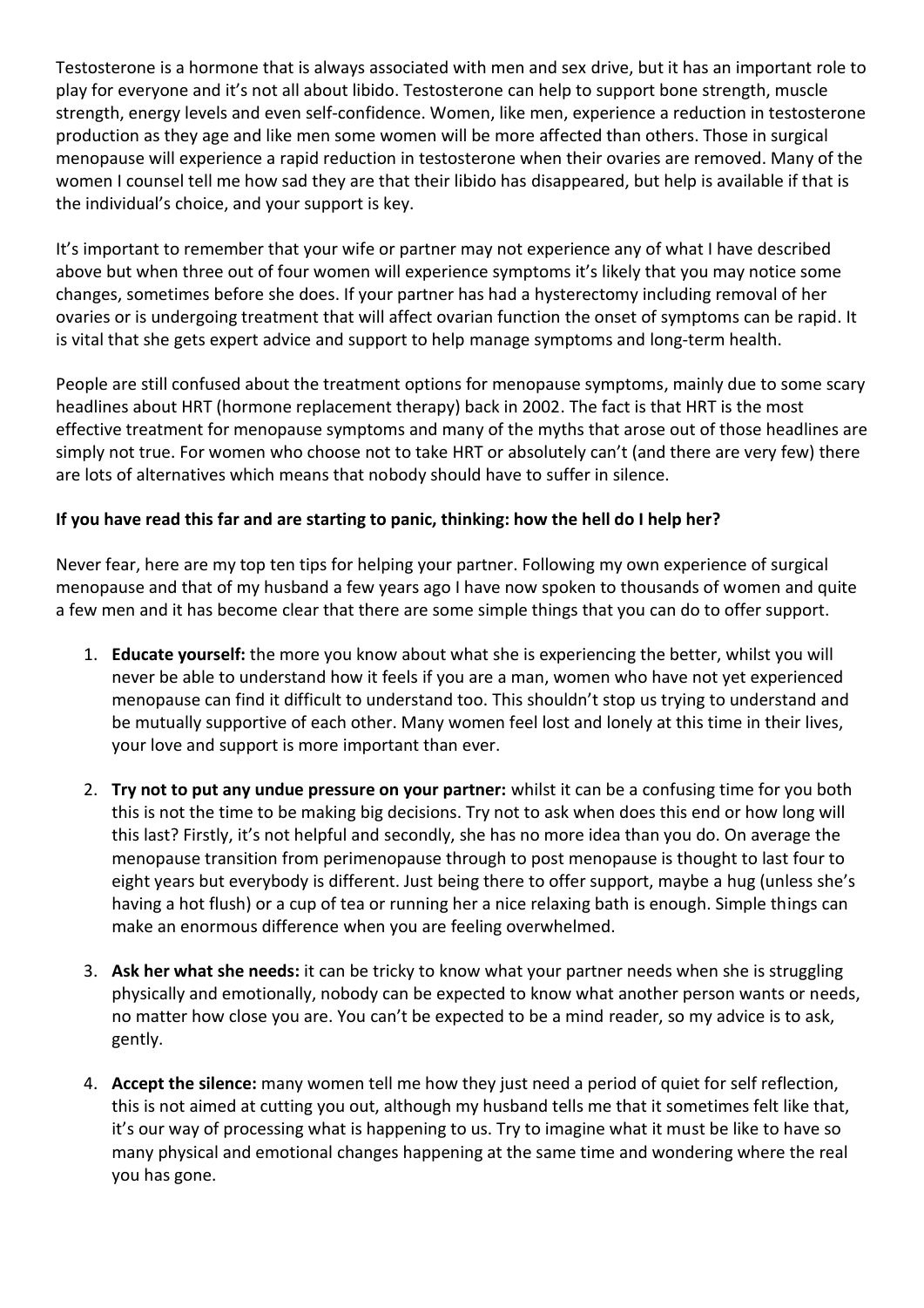Testosterone is a hormone that is always associated with men and sex drive, but it has an important role to play for everyone and it's not all about libido. Testosterone can help to support bone strength, muscle strength, energy levels and even self-confidence. Women, like men, experience a reduction in testosterone production as they age and like men some women will be more affected than others. Those in surgical menopause will experience a rapid reduction in testosterone when their ovaries are removed. Many of the women I counsel tell me how sad they are that their libido has disappeared, but help is available if that is the individual's choice, and your support is key.

It's important to remember that your wife or partner may not experience any of what I have described above but when three out of four women will experience symptoms it's likely that you may notice some changes, sometimes before she does. If your partner has had a hysterectomy including removal of her ovaries or is undergoing treatment that will affect ovarian function the onset of symptoms can be rapid. It is vital that she gets expert advice and support to help manage symptoms and long-term health.

People are still confused about the treatment options for menopause symptoms, mainly due to some scary headlines about HRT (hormone replacement therapy) back in 2002. The fact is that HRT is the most effective treatment for menopause symptoms and many of the myths that arose out of those headlines are simply not true. For women who choose not to take HRT or absolutely can't (and there are very few) there are lots of alternatives which means that nobody should have to suffer in silence.

**If you have read this far and are starting to panic, thinking: how the hell do I help her?**

Never fear, here are my top ten tips for helping your partner. Following my own experience of surgical menopause and that of my husband a few years ago I have now spoken to thousands of women and quite a few men and it has become clear that there are some simple things that you can do to offer support.

1. **Educate yourself:** the more you know about what she is experiencing the better, whilst you will never be able to understand how it feels if you are a man, women who have not yet experienced menopause can find it difficult to understand too. This shouldn't stop us trying to understand and be mutually supportive of each other. Many women feel lost and lonely at this time in their lives, your love and support is more important than ever.

2. **Try not to put any undue pressure on your partner:** whilst it can be a confusing time for you both this is not the time to be making big decisions. Try not to ask when does this end or how long will this last? Firstly, it's not helpful and secondly, she has no more idea than you do. On average the menopause transition from perimenopause through to post menopause is thought to last four to eight years but everybody is different. Just being there to offer support, maybe a hug (unless she's having a hot flush) or a cup of tea or running her a nice relaxing bath is enough. Simple things can make an enormous difference when you are feeling overwhelmed.

3. **Ask her what she needs:** it can be tricky to know what your partner needs when she is struggling physically and emotionally, nobody can be expected to know what another person wants or needs, no matter how close you are. You can't be expected to be a mind reader, so my advice is to ask, gently.

4. **Accept the silence:** many women tell me how they just need a period of quiet for self reflection, this is not aimed at cutting you out, although my husband tells me that it sometimes felt like that, it's our way of processing what is happening to us. Try to imagine what it must be like to have so many physical and emotional changes happening at the same time and wondering where the real you has gone.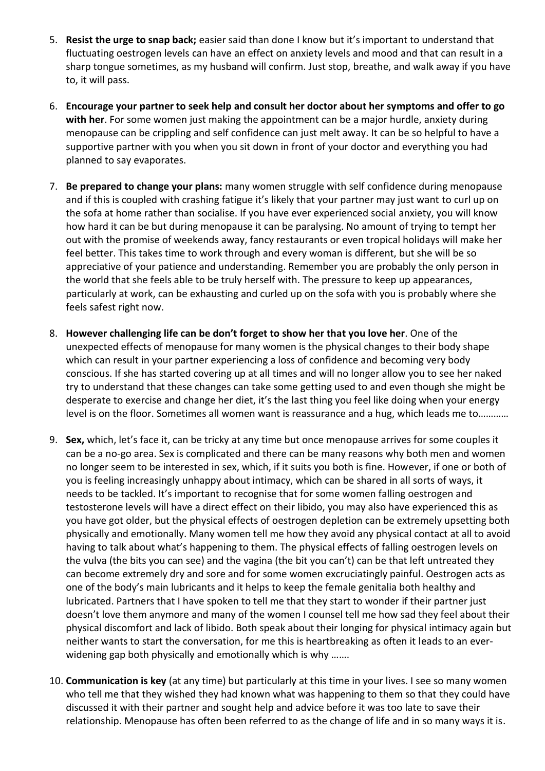5. **Resist the urge to snap back;** easier said than done I know but it's important to understand that fluctuating oestrogen levels can have an effect on anxiety levels and mood and that can result in a sharp tongue sometimes, as my husband will confirm. Just stop, breathe, and walk away if you have to, it will pass.

6. **Encourage your partner to seek help and consult her doctor about her symptoms and offer to go with her**. For some women just making the appointment can be a major hurdle, anxiety during menopause can be crippling and self confidence can just melt away. It can be so helpful to have a supportive partner with you when you sit down in front of your doctor and everything you had planned to say evaporates.

7. **Be prepared to change your plans:** many women struggle with self confidence during menopause and if this is coupled with crashing fatigue it's likely that your partner may just want to curl up on the sofa at home rather than socialise. If you have ever experienced social anxiety, you will know how hard it can be but during menopause it can be paralysing. No amount of trying to tempt her out with the promise of weekends away, fancy restaurants or even tropical holidays will make her feel better. This takes time to work through and every woman is different, but she will be so appreciative of your patience and understanding. Remember you are probably the only person in the world that she feels able to be truly herself with. The pressure to keep up appearances, particularly at work, can be exhausting and curled up on the sofa with you is probably where she feels safest right now.

8. **However challenging life can be don't forget to show her that you love her**. One of the unexpected effects of menopause for many women is the physical changes to their body shape which can result in your partner experiencing a loss of confidence and becoming very body conscious. If she has started covering up at all times and will no longer allow you to see her naked try to understand that these changes can take some getting used to and even though she might be desperate to exercise and change her diet, it's the last thing you feel like doing when your energy level is on the floor. Sometimes all women want is reassurance and a hug, which leads me to…………

9. **Sex,** which, let's face it, can be tricky at any time but once menopause arrives for some couples it can be a no-go area. Sex is complicated and there can be many reasons why both men and women no longer seem to be interested in sex, which, if it suits you both is fine. However, if one or both of you is feeling increasingly unhappy about intimacy, which can be shared in all sorts of ways, it needs to be tackled. It's important to recognise that for some women falling oestrogen and testosterone levels will have a direct effect on their libido, you may also have experienced this as you have got older, but the physical effects of oestrogen depletion can be extremely upsetting both physically and emotionally. Many women tell me how they avoid any physical contact at all to avoid having to talk about what's happening to them. The physical effects of falling oestrogen levels on the vulva (the bits you can see) and the vagina (the bit you can't) can be that left untreated they can become extremely dry and sore and for some women excruciatingly painful. Oestrogen acts as one of the body's main lubricants and it helps to keep the female genitalia both healthy and lubricated. Partners that I have spoken to tell me that they start to wonder if their partner just doesn't love them anymore and many of the women I counsel tell me how sad they feel about their physical discomfort and lack of libido. Both speak about their longing for physical intimacy again but neither wants to start the conversation, for me this is heartbreaking as often it leads to an ever-widening gap both physically and emotionally which is why …….

10. **Communication is key** (at any time) but particularly at this time in your lives. I see so many women who tell me that they wished they had known what was happening to them so that they could have discussed it with their partner and sought help and advice before it was too late to save their relationship. Menopause has often been referred to as the change of life and in so many ways it is.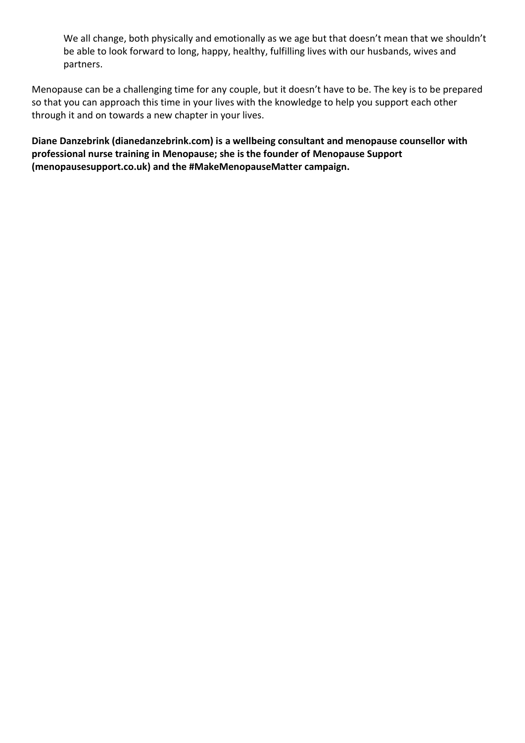> We all change, both physically and emotionally as we age but that doesn't mean that we shouldn't be able to look forward to long, happy, healthy, fulfilling lives with our husbands, wives and partners.

Menopause can be a challenging time for any couple, but it doesn't have to be. The key is to be prepared so that you can approach this time in your lives with the knowledge to help you support each other through it and on towards a new chapter in your lives.

**Diane Danzebrink (dianedanzebrink.com) is a wellbeing consultant and menopause counsellor with professional nurse training in Menopause; she is the founder of Menopause Support (menopausesupport.co.uk) and the #MakeMenopauseMatter campaign.**